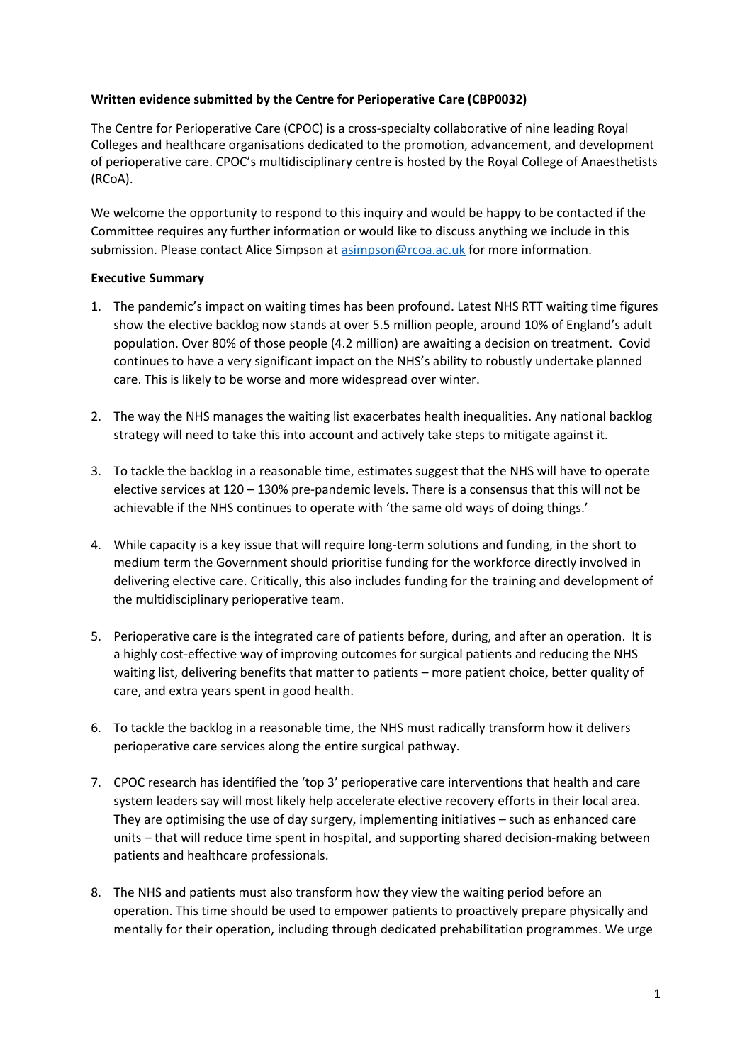**Written evidence submitted by the Centre for Perioperative Care (CBP0032)**

The Centre for Perioperative Care (CPOC) is a cross-specialty collaborative of nine leading Royal Colleges and healthcare organisations dedicated to the promotion, advancement, and development of perioperative care. CPOC's multidisciplinary centre is hosted by the Royal College of Anaesthetists (RCoA).

We welcome the opportunity to respond to this inquiry and would be happy to be contacted if the Committee requires any further information or would like to discuss anything we include in this submission. Please contact Alice Simpson at asimpson@rcoa.ac.uk for more information.

**Executive Summary**

1. The pandemic's impact on waiting times has been profound. Latest NHS RTT waiting time figures show the elective backlog now stands at over 5.5 million people, around 10% of England's adult population. Over 80% of those people (4.2 million) are awaiting a decision on treatment. Covid continues to have a very significant impact on the NHS's ability to robustly undertake planned care. This is likely to be worse and more widespread over winter.

2. The way the NHS manages the waiting list exacerbates health inequalities. Any national backlog strategy will need to take this into account and actively take steps to mitigate against it.

3. To tackle the backlog in a reasonable time, estimates suggest that the NHS will have to operate elective services at 120 – 130% pre-pandemic levels. There is a consensus that this will not be achievable if the NHS continues to operate with 'the same old ways of doing things.'

4. While capacity is a key issue that will require long-term solutions and funding, in the short to medium term the Government should prioritise funding for the workforce directly involved in delivering elective care. Critically, this also includes funding for the training and development of the multidisciplinary perioperative team.

5. Perioperative care is the integrated care of patients before, during, and after an operation. It is a highly cost-effective way of improving outcomes for surgical patients and reducing the NHS waiting list, delivering benefits that matter to patients – more patient choice, better quality of care, and extra years spent in good health.

6. To tackle the backlog in a reasonable time, the NHS must radically transform how it delivers perioperative care services along the entire surgical pathway.

7. CPOC research has identified the 'top 3' perioperative care interventions that health and care system leaders say will most likely help accelerate elective recovery efforts in their local area. They are optimising the use of day surgery, implementing initiatives – such as enhanced care units – that will reduce time spent in hospital, and supporting shared decision-making between patients and healthcare professionals.

8. The NHS and patients must also transform how they view the waiting period before an operation. This time should be used to empower patients to proactively prepare physically and mentally for their operation, including through dedicated prehabilitation programmes. We urge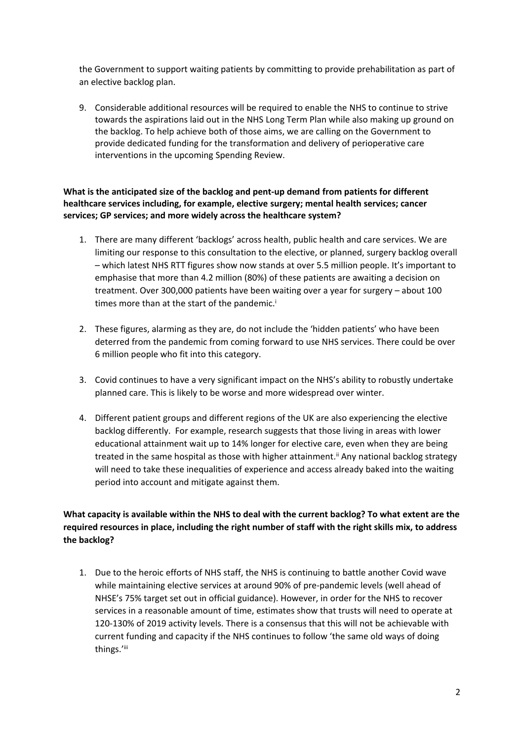the Government to support waiting patients by committing to provide prehabilitation as part of an elective backlog plan.

9. Considerable additional resources will be required to enable the NHS to continue to strive towards the aspirations laid out in the NHS Long Term Plan while also making up ground on the backlog. To help achieve both of those aims, we are calling on the Government to provide dedicated funding for the transformation and delivery of perioperative care interventions in the upcoming Spending Review.

**What is the anticipated size of the backlog and pent-up demand from patients for different healthcare services including, for example, elective surgery; mental health services; cancer services; GP services; and more widely across the healthcare system?**

1. There are many different 'backlogs' across health, public health and care services. We are limiting our response to this consultation to the elective, or planned, surgery backlog overall – which latest NHS RTT figures show now stands at over 5.5 million people. It's important to emphasise that more than 4.2 million (80%) of these patients are awaiting a decision on treatment. Over 300,000 patients have been waiting over a year for surgery – about 100 times more than at the start of the pandemic.[i]

2. These figures, alarming as they are, do not include the 'hidden patients' who have been deterred from the pandemic from coming forward to use NHS services. There could be over 6 million people who fit into this category.

3. Covid continues to have a very significant impact on the NHS's ability to robustly undertake planned care. This is likely to be worse and more widespread over winter.

4. Different patient groups and different regions of the UK are also experiencing the elective backlog differently. For example, research suggests that those living in areas with lower educational attainment wait up to 14% longer for elective care, even when they are being treated in the same hospital as those with higher attainment.[ii] Any national backlog strategy will need to take these inequalities of experience and access already baked into the waiting period into account and mitigate against them.

**What capacity is available within the NHS to deal with the current backlog? To what extent are the required resources in place, including the right number of staff with the right skills mix, to address the backlog?**

1. Due to the heroic efforts of NHS staff, the NHS is continuing to battle another Covid wave while maintaining elective services at around 90% of pre-pandemic levels (well ahead of NHSE's 75% target set out in official guidance). However, in order for the NHS to recover services in a reasonable amount of time, estimates show that trusts will need to operate at 120-130% of 2019 activity levels. There is a consensus that this will not be achievable with current funding and capacity if the NHS continues to follow 'the same old ways of doing things.'[iii]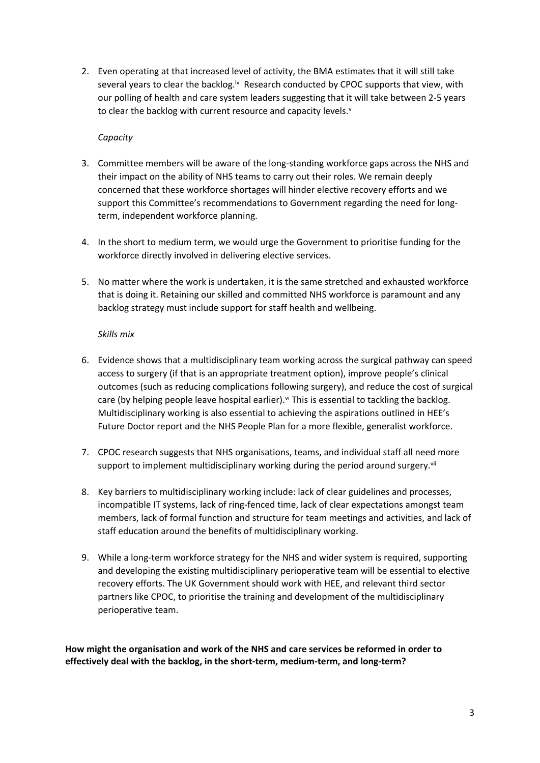2. Even operating at that increased level of activity, the BMA estimates that it will still take several years to clear the backlog.[iv] Research conducted by CPOC supports that view, with our polling of health and care system leaders suggesting that it will take between 2-5 years to clear the backlog with current resource and capacity levels.[v]

*Capacity*

3. Committee members will be aware of the long-standing workforce gaps across the NHS and their impact on the ability of NHS teams to carry out their roles. We remain deeply concerned that these workforce shortages will hinder elective recovery efforts and we support this Committee's recommendations to Government regarding the need for long-term, independent workforce planning.

4. In the short to medium term, we would urge the Government to prioritise funding for the workforce directly involved in delivering elective services.

5. No matter where the work is undertaken, it is the same stretched and exhausted workforce that is doing it. Retaining our skilled and committed NHS workforce is paramount and any backlog strategy must include support for staff health and wellbeing.

*Skills mix*

6. Evidence shows that a multidisciplinary team working across the surgical pathway can speed access to surgery (if that is an appropriate treatment option), improve people's clinical outcomes (such as reducing complications following surgery), and reduce the cost of surgical care (by helping people leave hospital earlier).[vi] This is essential to tackling the backlog. Multidisciplinary working is also essential to achieving the aspirations outlined in HEE's Future Doctor report and the NHS People Plan for a more flexible, generalist workforce.

7. CPOC research suggests that NHS organisations, teams, and individual staff all need more support to implement multidisciplinary working during the period around surgery.[vii]

8. Key barriers to multidisciplinary working include: lack of clear guidelines and processes, incompatible IT systems, lack of ring-fenced time, lack of clear expectations amongst team members, lack of formal function and structure for team meetings and activities, and lack of staff education around the benefits of multidisciplinary working.

9. While a long-term workforce strategy for the NHS and wider system is required, supporting and developing the existing multidisciplinary perioperative team will be essential to elective recovery efforts. The UK Government should work with HEE, and relevant third sector partners like CPOC, to prioritise the training and development of the multidisciplinary perioperative team.

**How might the organisation and work of the NHS and care services be reformed in order to effectively deal with the backlog, in the short-term, medium-term, and long-term?**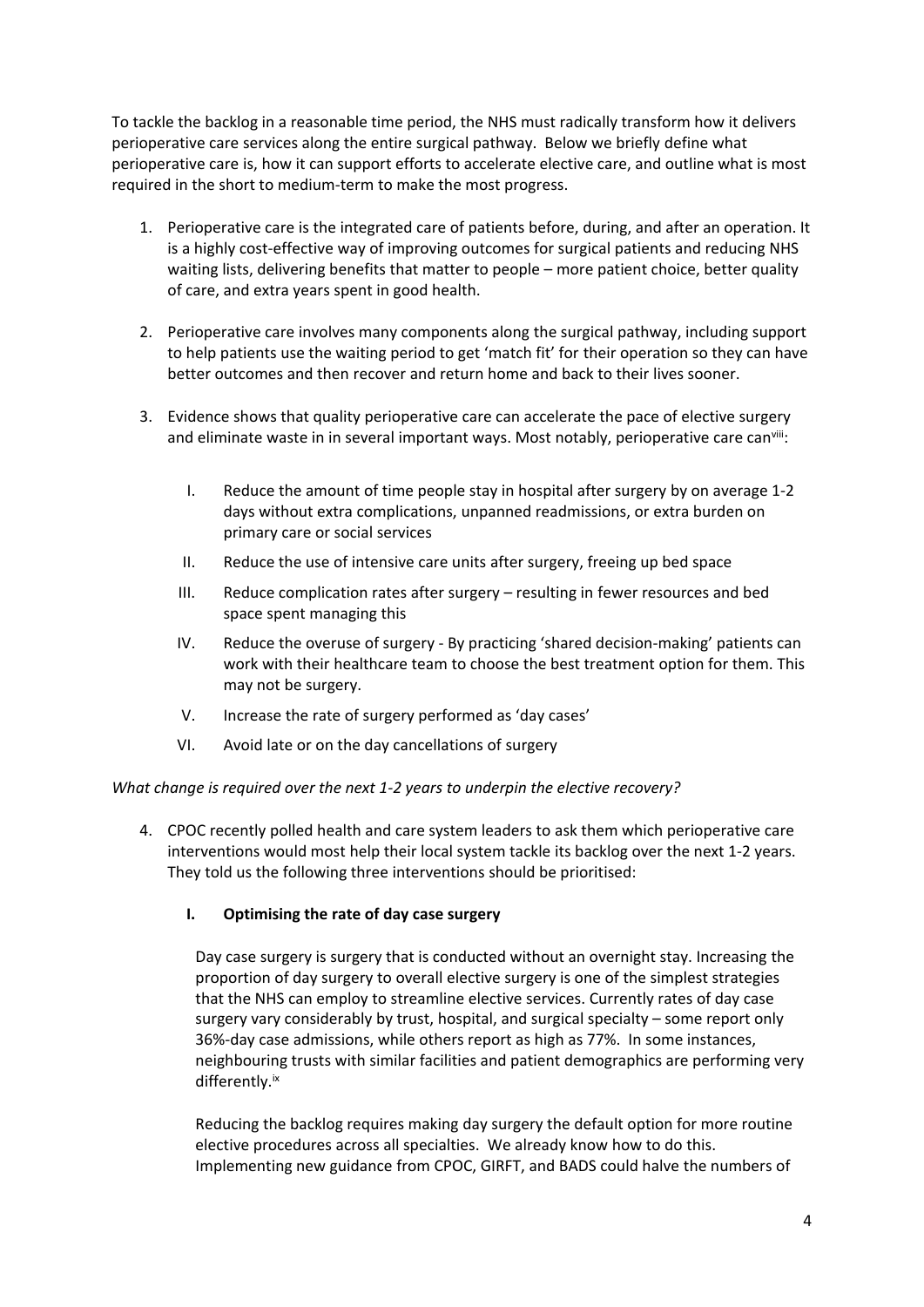To tackle the backlog in a reasonable time period, the NHS must radically transform how it delivers perioperative care services along the entire surgical pathway. Below we briefly define what perioperative care is, how it can support efforts to accelerate elective care, and outline what is most required in the short to medium-term to make the most progress.

1. Perioperative care is the integrated care of patients before, during, and after an operation. It is a highly cost-effective way of improving outcomes for surgical patients and reducing NHS waiting lists, delivering benefits that matter to people – more patient choice, better quality of care, and extra years spent in good health.

2. Perioperative care involves many components along the surgical pathway, including support to help patients use the waiting period to get 'match fit' for their operation so they can have better outcomes and then recover and return home and back to their lives sooner.

3. Evidence shows that quality perioperative care can accelerate the pace of elective surgery and eliminate waste in in several important ways. Most notably, perioperative care can[viii]:

   I. Reduce the amount of time people stay in hospital after surgery by on average 1-2 days without extra complications, unpanned readmissions, or extra burden on primary care or social services
   
   II. Reduce the use of intensive care units after surgery, freeing up bed space
   
   III. Reduce complication rates after surgery – resulting in fewer resources and bed space spent managing this
   
   IV. Reduce the overuse of surgery - By practicing 'shared decision-making' patients can work with their healthcare team to choose the best treatment option for them. This may not be surgery.
   
   V. Increase the rate of surgery performed as 'day cases'
   
   VI. Avoid late or on the day cancellations of surgery

*What change is required over the next 1-2 years to underpin the elective recovery?*

4. CPOC recently polled health and care system leaders to ask them which perioperative care interventions would most help their local system tackle its backlog over the next 1-2 years. They told us the following three interventions should be prioritised:

   **I. Optimising the rate of day case surgery**

   Day case surgery is surgery that is conducted without an overnight stay. Increasing the proportion of day surgery to overall elective surgery is one of the simplest strategies that the NHS can employ to streamline elective services. Currently rates of day case surgery vary considerably by trust, hospital, and surgical specialty – some report only 36%-day case admissions, while others report as high as 77%. In some instances, neighbouring trusts with similar facilities and patient demographics are performing very differently.[ix]

   Reducing the backlog requires making day surgery the default option for more routine elective procedures across all specialties. We already know how to do this. Implementing new guidance from CPOC, GIRFT, and BADS could halve the numbers of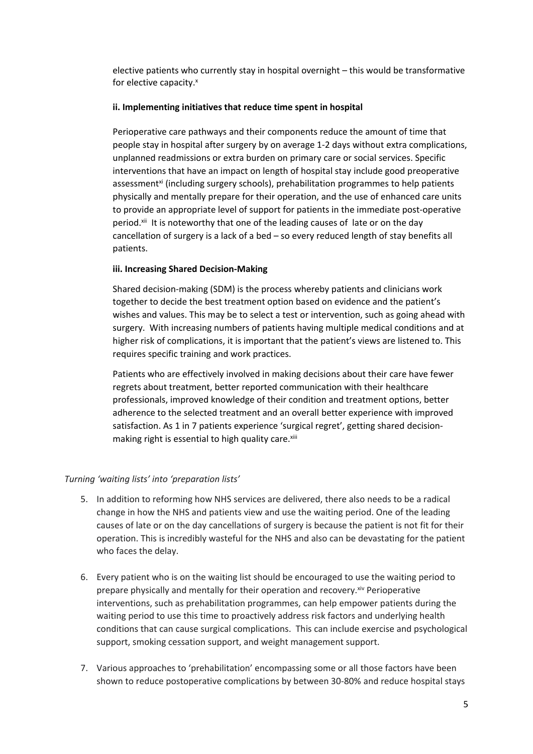elective patients who currently stay in hospital overnight – this would be transformative for elective capacity.[x]

**ii. Implementing initiatives that reduce time spent in hospital**

Perioperative care pathways and their components reduce the amount of time that people stay in hospital after surgery by on average 1-2 days without extra complications, unplanned readmissions or extra burden on primary care or social services. Specific interventions that have an impact on length of hospital stay include good preoperative assessment[xi] (including surgery schools), prehabilitation programmes to help patients physically and mentally prepare for their operation, and the use of enhanced care units to provide an appropriate level of support for patients in the immediate post-operative period.[xii] It is noteworthy that one of the leading causes of late or on the day cancellation of surgery is a lack of a bed – so every reduced length of stay benefits all patients.

**iii. Increasing Shared Decision-Making**

Shared decision-making (SDM) is the process whereby patients and clinicians work together to decide the best treatment option based on evidence and the patient's wishes and values. This may be to select a test or intervention, such as going ahead with surgery. With increasing numbers of patients having multiple medical conditions and at higher risk of complications, it is important that the patient's views are listened to. This requires specific training and work practices.

Patients who are effectively involved in making decisions about their care have fewer regrets about treatment, better reported communication with their healthcare professionals, improved knowledge of their condition and treatment options, better adherence to the selected treatment and an overall better experience with improved satisfaction. As 1 in 7 patients experience 'surgical regret', getting shared decision-making right is essential to high quality care.[xiii]

*Turning 'waiting lists' into 'preparation lists'*

5. In addition to reforming how NHS services are delivered, there also needs to be a radical change in how the NHS and patients view and use the waiting period. One of the leading causes of late or on the day cancellations of surgery is because the patient is not fit for their operation. This is incredibly wasteful for the NHS and also can be devastating for the patient who faces the delay.

6. Every patient who is on the waiting list should be encouraged to use the waiting period to prepare physically and mentally for their operation and recovery.[xiv] Perioperative interventions, such as prehabilitation programmes, can help empower patients during the waiting period to use this time to proactively address risk factors and underlying health conditions that can cause surgical complications. This can include exercise and psychological support, smoking cessation support, and weight management support.

7. Various approaches to 'prehabilitation' encompassing some or all those factors have been shown to reduce postoperative complications by between 30-80% and reduce hospital stays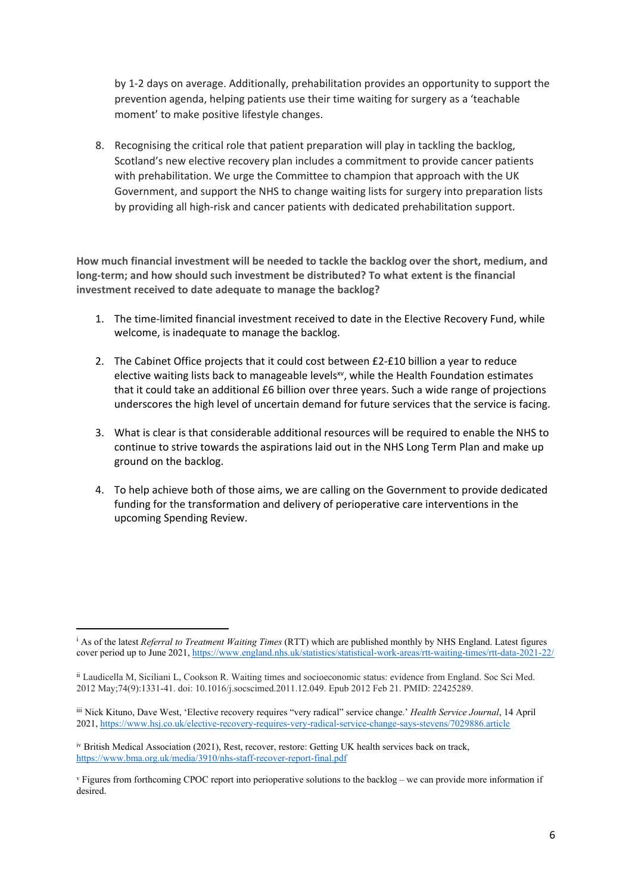by 1-2 days on average. Additionally, prehabilitation provides an opportunity to support the prevention agenda, helping patients use their time waiting for surgery as a 'teachable moment' to make positive lifestyle changes.

8. Recognising the critical role that patient preparation will play in tackling the backlog, Scotland's new elective recovery plan includes a commitment to provide cancer patients with prehabilitation. We urge the Committee to champion that approach with the UK Government, and support the NHS to change waiting lists for surgery into preparation lists by providing all high-risk and cancer patients with dedicated prehabilitation support.

**How much financial investment will be needed to tackle the backlog over the short, medium, and long-term; and how should such investment be distributed? To what extent is the financial investment received to date adequate to manage the backlog?**

1. The time-limited financial investment received to date in the Elective Recovery Fund, while welcome, is inadequate to manage the backlog.

2. The Cabinet Office projects that it could cost between £2-£10 billion a year to reduce elective waiting lists back to manageable levels[xv], while the Health Foundation estimates that it could take an additional £6 billion over three years. Such a wide range of projections underscores the high level of uncertain demand for future services that the service is facing.

3. What is clear is that considerable additional resources will be required to enable the NHS to continue to strive towards the aspirations laid out in the NHS Long Term Plan and make up ground on the backlog.

4. To help achieve both of those aims, we are calling on the Government to provide dedicated funding for the transformation and delivery of perioperative care interventions in the upcoming Spending Review.

---

[i] As of the latest *Referral to Treatment Waiting Times* (RTT) which are published monthly by NHS England. Latest figures cover period up to June 2021, https://www.england.nhs.uk/statistics/statistical-work-areas/rtt-waiting-times/rtt-data-2021-22/

[ii] Laudicella M, Siciliani L, Cookson R. Waiting times and socioeconomic status: evidence from England. Soc Sci Med. 2012 May;74(9):1331-41. doi: 10.1016/j.socscimed.2011.12.049. Epub 2012 Feb 21. PMID: 22425289.

[iii] Nick Kituno, Dave West, 'Elective recovery requires "very radical" service change.' *Health Service Journal*, 14 April 2021, https://www.hsj.co.uk/elective-recovery-requires-very-radical-service-change-says-stevens/7029886.article

[iv] British Medical Association (2021), Rest, recover, restore: Getting UK health services back on track, https://www.bma.org.uk/media/3910/nhs-staff-recover-report-final.pdf

[v] Figures from forthcoming CPOC report into perioperative solutions to the backlog – we can provide more information if desired.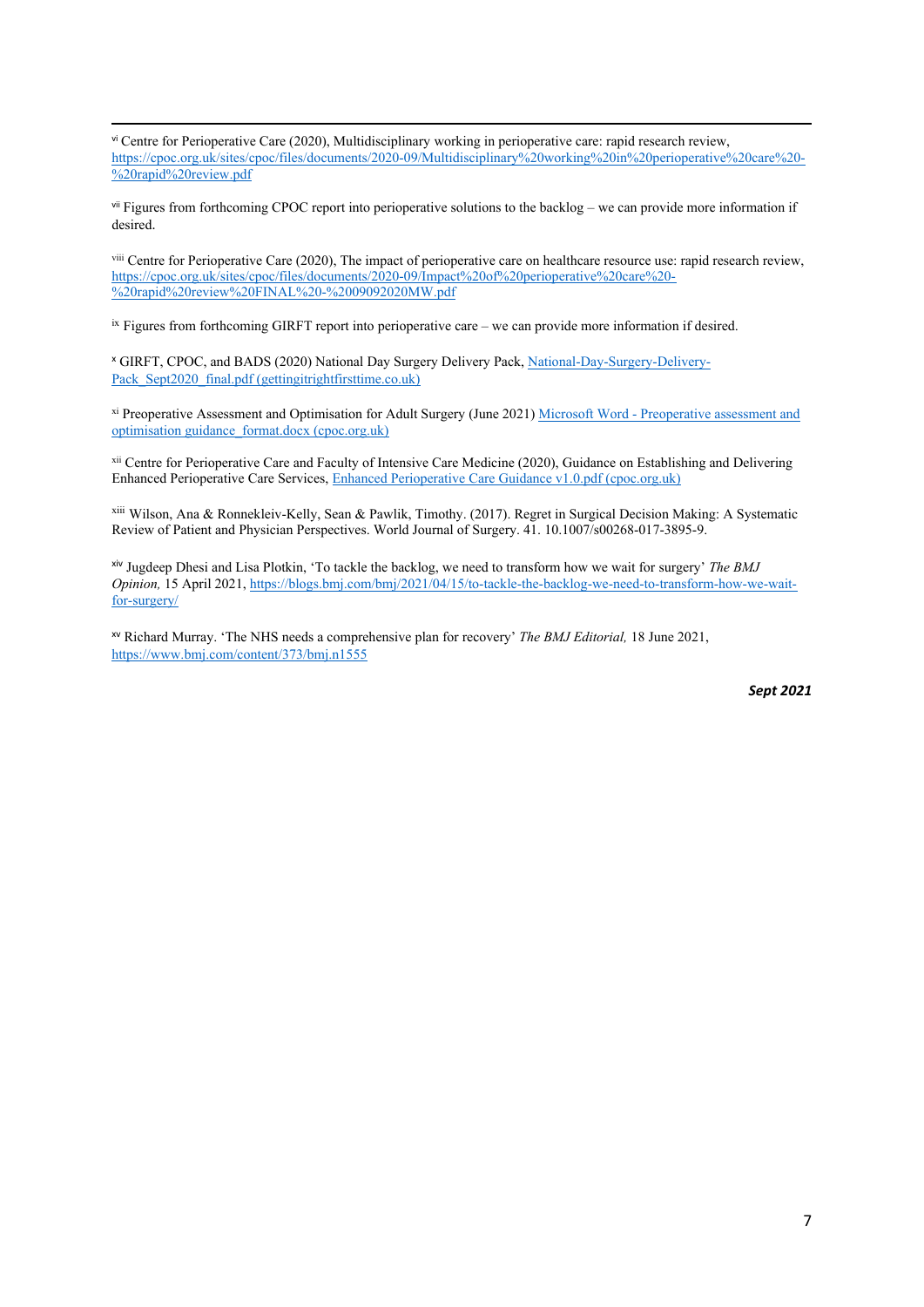---

[vi] Centre for Perioperative Care (2020), Multidisciplinary working in perioperative care: rapid research review, https://cpoc.org.uk/sites/cpoc/files/documents/2020-09/Multidisciplinary%20working%20in%20perioperative%20care%20-%20rapid%20review.pdf

[vii] Figures from forthcoming CPOC report into perioperative solutions to the backlog – we can provide more information if desired.

[viii] Centre for Perioperative Care (2020), The impact of perioperative care on healthcare resource use: rapid research review, https://cpoc.org.uk/sites/cpoc/files/documents/2020-09/Impact%20of%20perioperative%20care%20-%20rapid%20review%20FINAL%20-%2009092020MW.pdf

[ix] Figures from forthcoming GIRFT report into perioperative care – we can provide more information if desired.

[x] GIRFT, CPOC, and BADS (2020) National Day Surgery Delivery Pack, National-Day-Surgery-Delivery-Pack_Sept2020_final.pdf (gettingitrightfirsttime.co.uk)

[xi] Preoperative Assessment and Optimisation for Adult Surgery (June 2021) Microsoft Word - Preoperative assessment and optimisation guidance_format.docx (cpoc.org.uk)

[xii] Centre for Perioperative Care and Faculty of Intensive Care Medicine (2020), Guidance on Establishing and Delivering Enhanced Perioperative Care Services, Enhanced Perioperative Care Guidance v1.0.pdf (cpoc.org.uk)

[xiii] Wilson, Ana & Ronnekleiv-Kelly, Sean & Pawlik, Timothy. (2017). Regret in Surgical Decision Making: A Systematic Review of Patient and Physician Perspectives. World Journal of Surgery. 41. 10.1007/s00268-017-3895-9.

[xiv] Jugdeep Dhesi and Lisa Plotkin, 'To tackle the backlog, we need to transform how we wait for surgery' *The BMJ Opinion,* 15 April 2021, https://blogs.bmj.com/bmj/2021/04/15/to-tackle-the-backlog-we-need-to-transform-how-we-wait-for-surgery/

[xv] Richard Murray. 'The NHS needs a comprehensive plan for recovery' *The BMJ Editorial,* 18 June 2021, https://www.bmj.com/content/373/bmj.n1555

***Sept 2021***